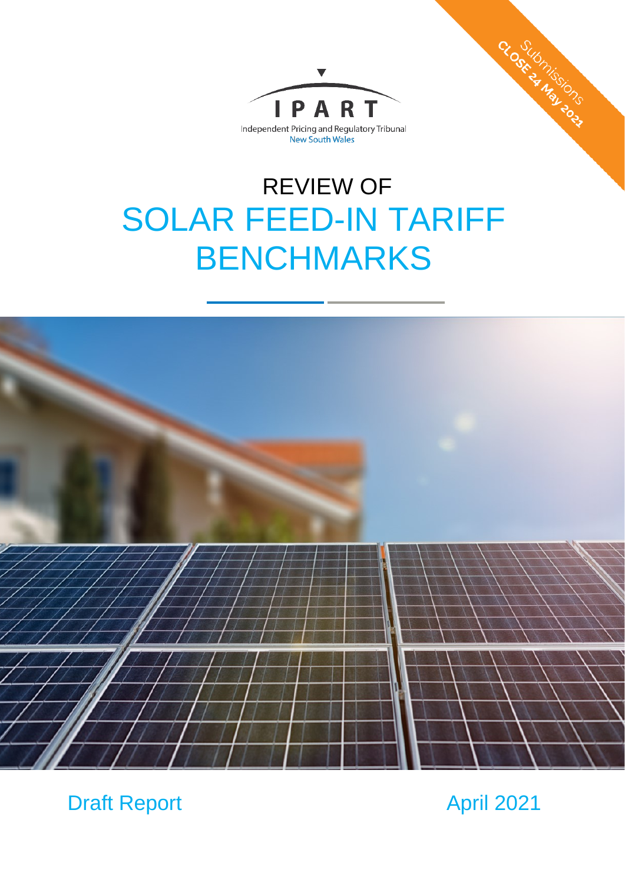IPART

Independent Pricing and Regulatory Tribunal
New South Wales

Submissions CLOSE 24 May 2021

# REVIEW OF SOLAR FEED-IN TARIFF BENCHMARKS

Draft Report

April 2021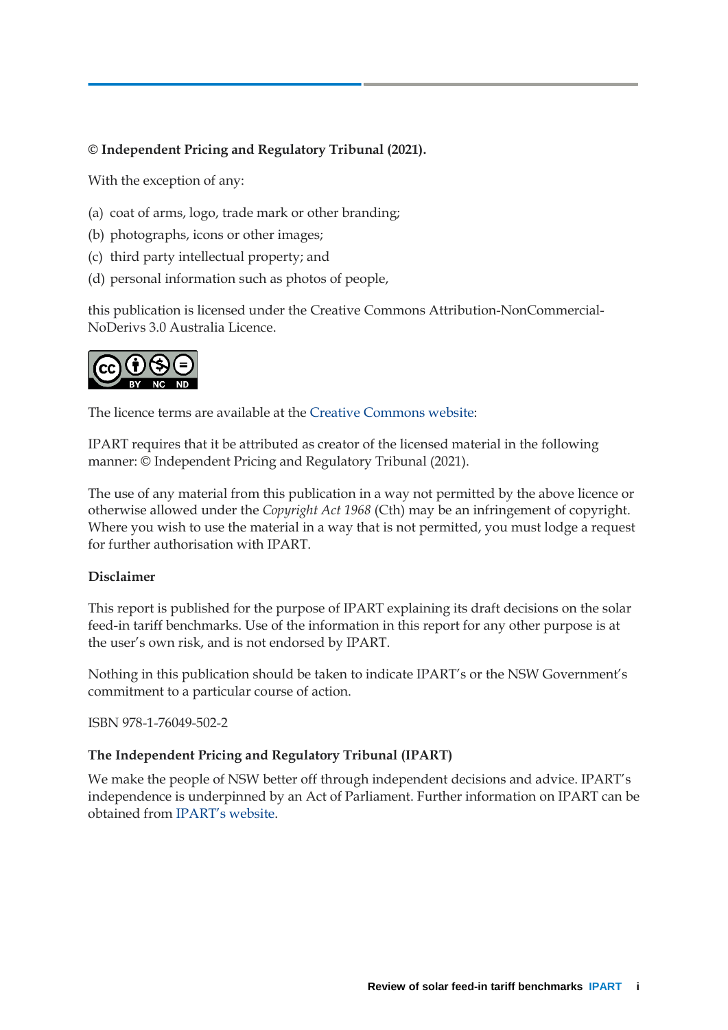**© Independent Pricing and Regulatory Tribunal (2021).**

With the exception of any:

(a) coat of arms, logo, trade mark or other branding;
(b) photographs, icons or other images;
(c) third party intellectual property; and
(d) personal information such as photos of people,

this publication is licensed under the Creative Commons Attribution-NonCommercial-NoDerivs 3.0 Australia Licence.

The licence terms are available at the Creative Commons website:

IPART requires that it be attributed as creator of the licensed material in the following manner: © Independent Pricing and Regulatory Tribunal (2021).

The use of any material from this publication in a way not permitted by the above licence or otherwise allowed under the *Copyright Act 1968* (Cth) may be an infringement of copyright. Where you wish to use the material in a way that is not permitted, you must lodge a request for further authorisation with IPART.

**Disclaimer**

This report is published for the purpose of IPART explaining its draft decisions on the solar feed-in tariff benchmarks. Use of the information in this report for any other purpose is at the user's own risk, and is not endorsed by IPART.

Nothing in this publication should be taken to indicate IPART's or the NSW Government's commitment to a particular course of action.

ISBN 978-1-76049-502-2

**The Independent Pricing and Regulatory Tribunal (IPART)**

We make the people of NSW better off through independent decisions and advice. IPART's independence is underpinned by an Act of Parliament. Further information on IPART can be obtained from IPART's website.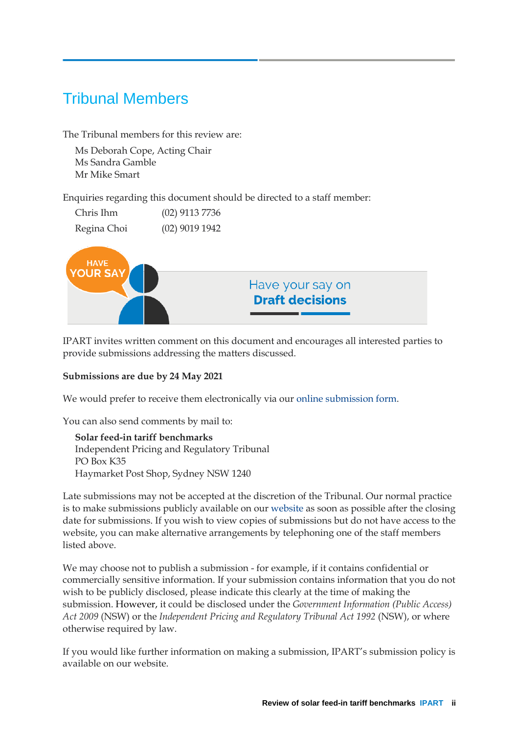# Tribunal Members

The Tribunal members for this review are:

Ms Deborah Cope, Acting Chair
Ms Sandra Gamble
Mr Mike Smart

Enquiries regarding this document should be directed to a staff member:

| | |
|---|---|
| Chris Ihm | (02) 9113 7736 |
| Regina Choi | (02) 9019 1942 |

HAVE YOUR SAY

Have your say on **Draft decisions**

IPART invites written comment on this document and encourages all interested parties to provide submissions addressing the matters discussed.

**Submissions are due by 24 May 2021**

We would prefer to receive them electronically via our online submission form.

You can also send comments by mail to:

**Solar feed-in tariff benchmarks**
Independent Pricing and Regulatory Tribunal
PO Box K35
Haymarket Post Shop, Sydney NSW 1240

Late submissions may not be accepted at the discretion of the Tribunal. Our normal practice is to make submissions publicly available on our website as soon as possible after the closing date for submissions. If you wish to view copies of submissions but do not have access to the website, you can make alternative arrangements by telephoning one of the staff members listed above.

We may choose not to publish a submission - for example, if it contains confidential or commercially sensitive information. If your submission contains information that you do not wish to be publicly disclosed, please indicate this clearly at the time of making the submission. However, it could be disclosed under the *Government Information (Public Access) Act 2009* (NSW) or the *Independent Pricing and Regulatory Tribunal Act 1992* (NSW), or where otherwise required by law.

If you would like further information on making a submission, IPART's submission policy is available on our website.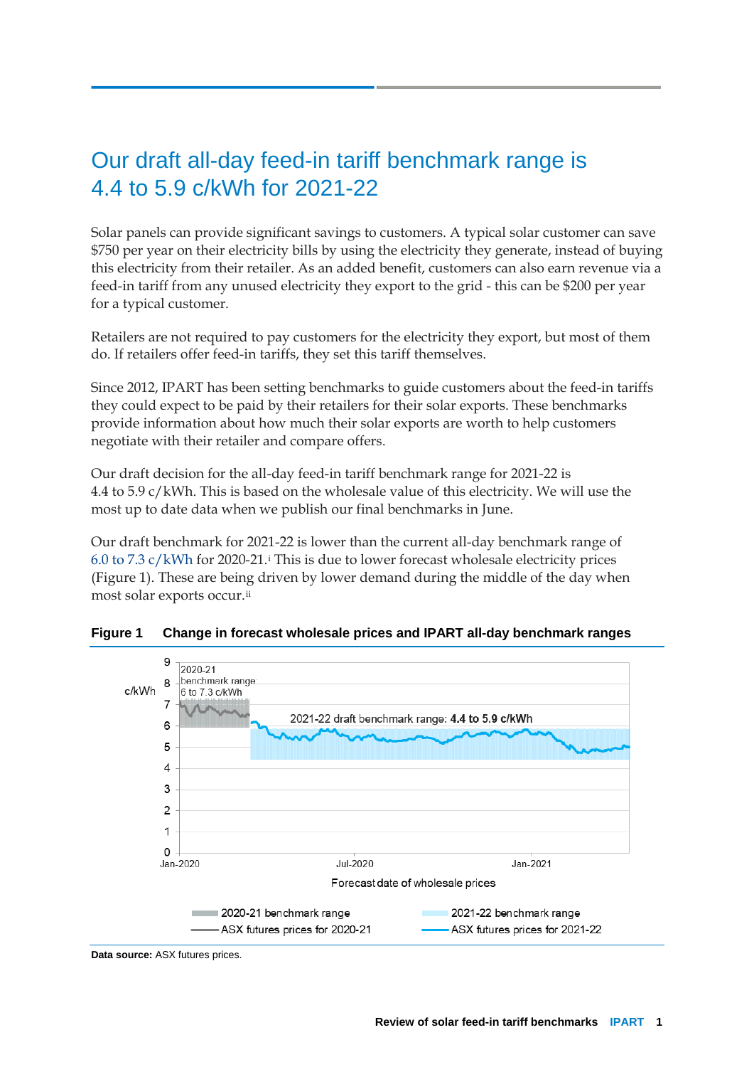# Our draft all-day feed-in tariff benchmark range is 4.4 to 5.9 c/kWh for 2021-22

Solar panels can provide significant savings to customers. A typical solar customer can save $750 per year on their electricity bills by using the electricity they generate, instead of buying this electricity from their retailer. As an added benefit, customers can also earn revenue via a feed-in tariff from any unused electricity they export to the grid - this can be $200 per year for a typical customer.

Retailers are not required to pay customers for the electricity they export, but most of them do. If retailers offer feed-in tariffs, they set this tariff themselves.

Since 2012, IPART has been setting benchmarks to guide customers about the feed-in tariffs they could expect to be paid by their retailers for their solar exports. These benchmarks provide information about how much their solar exports are worth to help customers negotiate with their retailer and compare offers.

Our draft decision for the all-day feed-in tariff benchmark range for 2021-22 is 4.4 to 5.9 c/kWh. This is based on the wholesale value of this electricity. We will use the most up to date data when we publish our final benchmarks in June.

Our draft benchmark for 2021-22 is lower than the current all-day benchmark range of 6.0 to 7.3 c/kWh for 2020-21.[i] This is due to lower forecast wholesale electricity prices (Figure 1). These are being driven by lower demand during the middle of the day when most solar exports occur.[ii]

**Figure 1 Change in forecast wholesale prices and IPART all-day benchmark ranges**

**Data source:** ASX futures prices.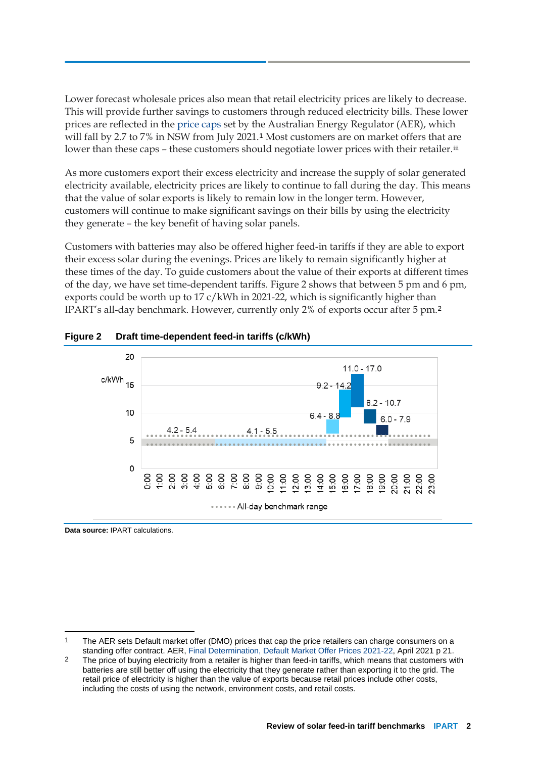Lower forecast wholesale prices also mean that retail electricity prices are likely to decrease. This will provide further savings to customers through reduced electricity bills. These lower prices are reflected in the price caps set by the Australian Energy Regulator (AER), which will fall by 2.7 to 7% in NSW from July 2021.[1] Most customers are on market offers that are lower than these caps – these customers should negotiate lower prices with their retailer.[iii]

As more customers export their excess electricity and increase the supply of solar generated electricity available, electricity prices are likely to continue to fall during the day. This means that the value of solar exports is likely to remain low in the longer term. However, customers will continue to make significant savings on their bills by using the electricity they generate – the key benefit of having solar panels.

Customers with batteries may also be offered higher feed-in tariffs if they are able to export their excess solar during the evenings. Prices are likely to remain significantly higher at these times of the day. To guide customers about the value of their exports at different times of the day, we have set time-dependent tariffs. Figure 2 shows that between 5 pm and 6 pm, exports could be worth up to 17 c/kWh in 2021-22, which is significantly higher than IPART's all-day benchmark. However, currently only 2% of exports occur after 5 pm.[2]

**Figure 2 Draft time-dependent feed-in tariffs (c/kWh)**

| Time | Feed-in tariff (c/kWh) |
|---|---|
| 0:00 – 6:00 | 4.2 - 5.4 |
| 6:00 – 15:00 | 4.1 - 5.5 |
| 15:00 – 16:00 | 6.4 - 8.8 |
| 16:00 – 17:00 | 9.2 - 14.2 |
| 17:00 – 18:00 | 11.0 - 17.0 |
| 18:00 – 19:00 | 8.2 - 10.7 |
| 19:00 – 20:00 | 6.0 - 7.9 |
| 20:00 – 24:00 | 4.2 - 5.4 |

All-day benchmark range

**Data source:** IPART calculations.

---

1 The AER sets Default market offer (DMO) prices that cap the price retailers can charge consumers on a standing offer contract. AER, Final Determination, Default Market Offer Prices 2021-22, April 2021 p 21.

2 The price of buying electricity from a retailer is higher than feed-in tariffs, which means that customers with batteries are still better off using the electricity that they generate rather than exporting it to the grid. The retail price of electricity is higher than the value of exports because retail prices include other costs, including the costs of using the network, environment costs, and retail costs.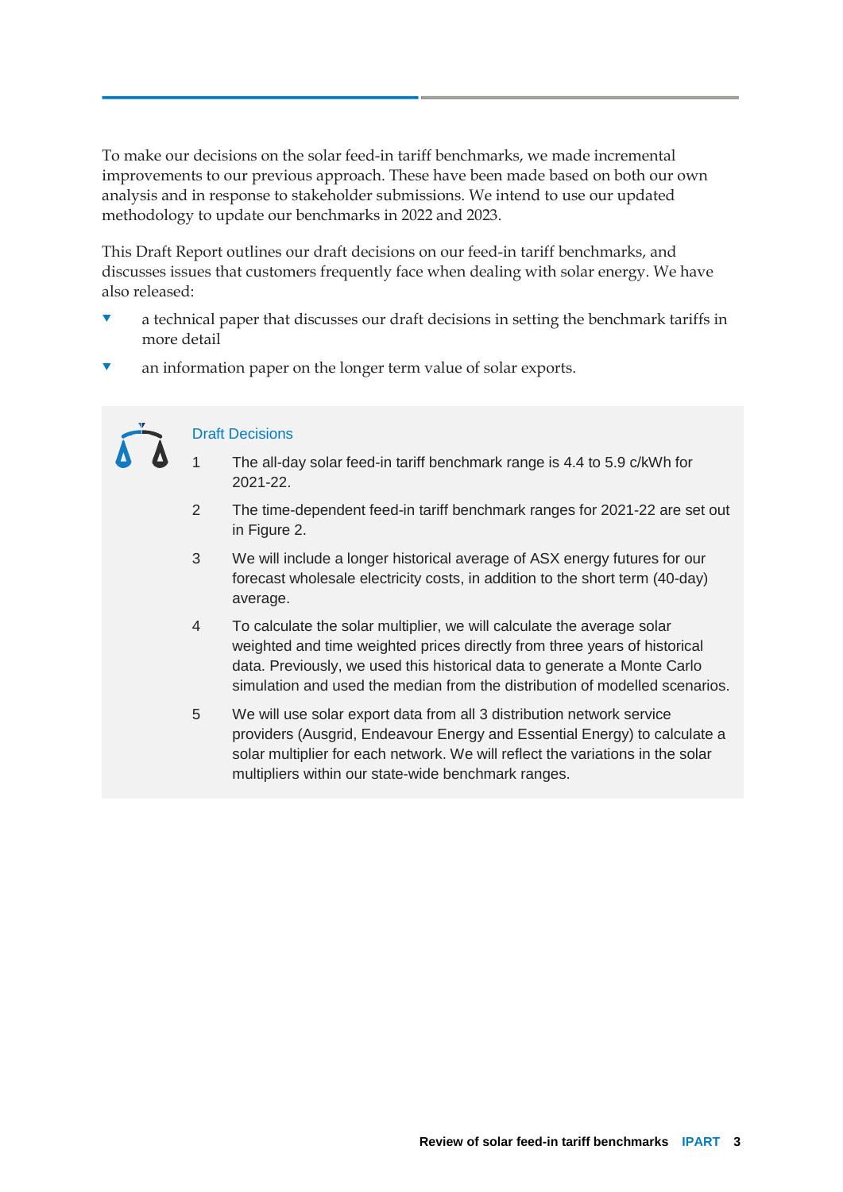To make our decisions on the solar feed-in tariff benchmarks, we made incremental improvements to our previous approach. These have been made based on both our own analysis and in response to stakeholder submissions. We intend to use our updated methodology to update our benchmarks in 2022 and 2023.

This Draft Report outlines our draft decisions on our feed-in tariff benchmarks, and discusses issues that customers frequently face when dealing with solar energy. We have also released:

- a technical paper that discusses our draft decisions in setting the benchmark tariffs in more detail
- an information paper on the longer term value of solar exports.

### Draft Decisions

1. The all-day solar feed-in tariff benchmark range is 4.4 to 5.9 c/kWh for 2021-22.
2. The time-dependent feed-in tariff benchmark ranges for 2021-22 are set out in Figure 2.
3. We will include a longer historical average of ASX energy futures for our forecast wholesale electricity costs, in addition to the short term (40-day) average.
4. To calculate the solar multiplier, we will calculate the average solar weighted and time weighted prices directly from three years of historical data. Previously, we used this historical data to generate a Monte Carlo simulation and used the median from the distribution of modelled scenarios.
5. We will use solar export data from all 3 distribution network service providers (Ausgrid, Endeavour Energy and Essential Energy) to calculate a solar multiplier for each network. We will reflect the variations in the solar multipliers within our state-wide benchmark ranges.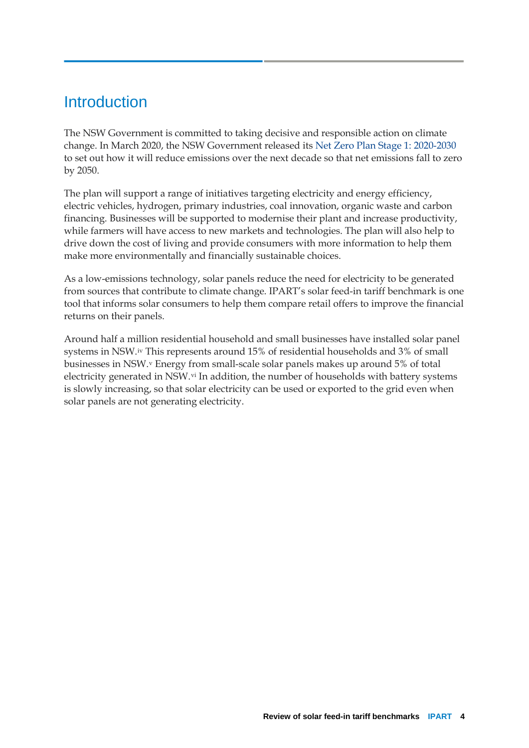# Introduction

The NSW Government is committed to taking decisive and responsible action on climate change. In March 2020, the NSW Government released its Net Zero Plan Stage 1: 2020-2030 to set out how it will reduce emissions over the next decade so that net emissions fall to zero by 2050.

The plan will support a range of initiatives targeting electricity and energy efficiency, electric vehicles, hydrogen, primary industries, coal innovation, organic waste and carbon financing. Businesses will be supported to modernise their plant and increase productivity, while farmers will have access to new markets and technologies. The plan will also help to drive down the cost of living and provide consumers with more information to help them make more environmentally and financially sustainable choices.

As a low-emissions technology, solar panels reduce the need for electricity to be generated from sources that contribute to climate change. IPART's solar feed-in tariff benchmark is one tool that informs solar consumers to help them compare retail offers to improve the financial returns on their panels.

Around half a million residential household and small businesses have installed solar panel systems in NSW.[iv] This represents around 15% of residential households and 3% of small businesses in NSW.[v] Energy from small-scale solar panels makes up around 5% of total electricity generated in NSW.[vi] In addition, the number of households with battery systems is slowly increasing, so that solar electricity can be used or exported to the grid even when solar panels are not generating electricity.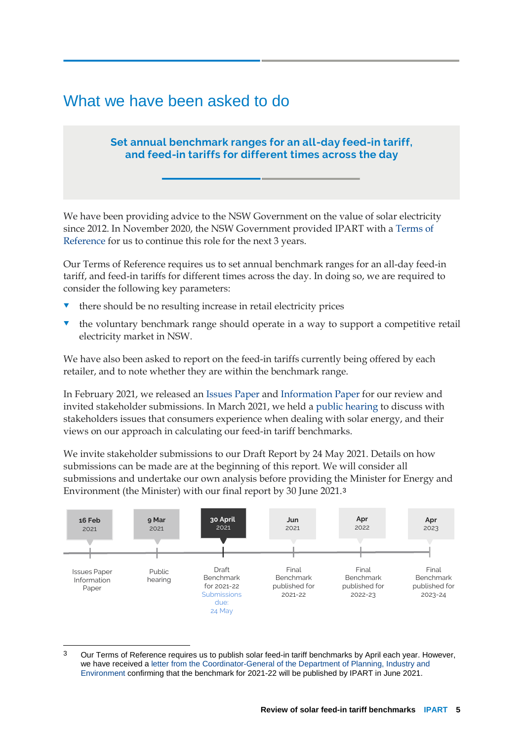# What we have been asked to do

**Set annual benchmark ranges for an all-day feed-in tariff, and feed-in tariffs for different times across the day**

We have been providing advice to the NSW Government on the value of solar electricity since 2012. In November 2020, the NSW Government provided IPART with a Terms of Reference for us to continue this role for the next 3 years.

Our Terms of Reference requires us to set annual benchmark ranges for an all-day feed-in tariff, and feed-in tariffs for different times across the day. In doing so, we are required to consider the following key parameters:

- there should be no resulting increase in retail electricity prices
- the voluntary benchmark range should operate in a way to support a competitive retail electricity market in NSW.

We have also been asked to report on the feed-in tariffs currently being offered by each retailer, and to note whether they are within the benchmark range.

In February 2021, we released an Issues Paper and Information Paper for our review and invited stakeholder submissions. In March 2021, we held a public hearing to discuss with stakeholders issues that consumers experience when dealing with solar energy, and their views on our approach in calculating our feed-in tariff benchmarks.

We invite stakeholder submissions to our Draft Report by 24 May 2021. Details on how submissions can be made are at the beginning of this report. We will consider all submissions and undertake our own analysis before providing the Minister for Energy and Environment (the Minister) with our final report by 30 June 2021.[3]

| 16 Feb 2021 | 9 Mar 2021 | 30 April 2021 | Jun 2021 | Apr 2022 | Apr 2023 |
|---|---|---|---|---|---|
| Issues Paper Information Paper | Public hearing | Draft Benchmark for 2021-22 Submissions due: 24 May | Final Benchmark published for 2021-22 | Final Benchmark published for 2022-23 | Final Benchmark published for 2023-24 |

[3] Our Terms of Reference requires us to publish solar feed-in tariff benchmarks by April each year. However, we have received a letter from the Coordinator-General of the Department of Planning, Industry and Environment confirming that the benchmark for 2021-22 will be published by IPART in June 2021.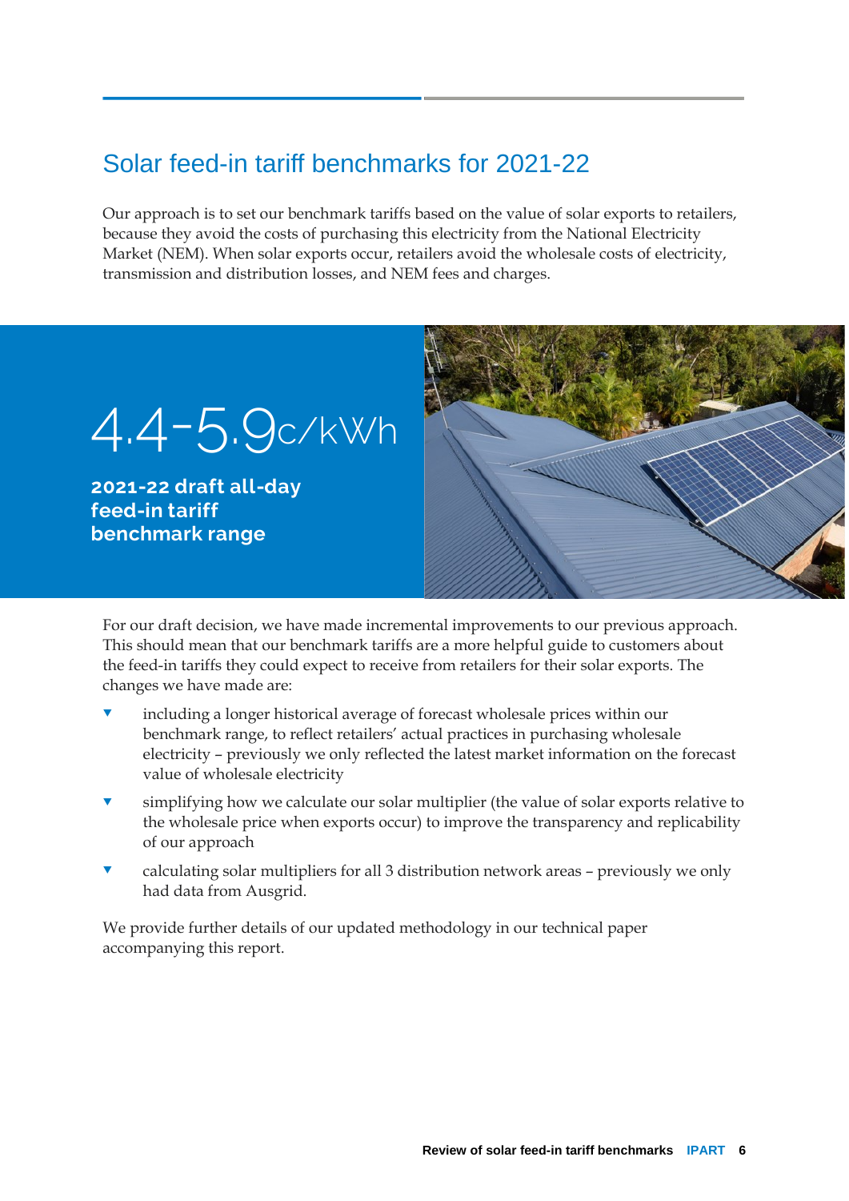## Solar feed-in tariff benchmarks for 2021-22

Our approach is to set our benchmark tariffs based on the value of solar exports to retailers, because they avoid the costs of purchasing this electricity from the National Electricity Market (NEM). When solar exports occur, retailers avoid the wholesale costs of electricity, transmission and distribution losses, and NEM fees and charges.

**4.4-5.9c/kWh**

**2021-22 draft all-day feed-in tariff benchmark range**

For our draft decision, we have made incremental improvements to our previous approach. This should mean that our benchmark tariffs are a more helpful guide to customers about the feed-in tariffs they could expect to receive from retailers for their solar exports. The changes we have made are:

- including a longer historical average of forecast wholesale prices within our benchmark range, to reflect retailers' actual practices in purchasing wholesale electricity – previously we only reflected the latest market information on the forecast value of wholesale electricity
- simplifying how we calculate our solar multiplier (the value of solar exports relative to the wholesale price when exports occur) to improve the transparency and replicability of our approach
- calculating solar multipliers for all 3 distribution network areas – previously we only had data from Ausgrid.

We provide further details of our updated methodology in our technical paper accompanying this report.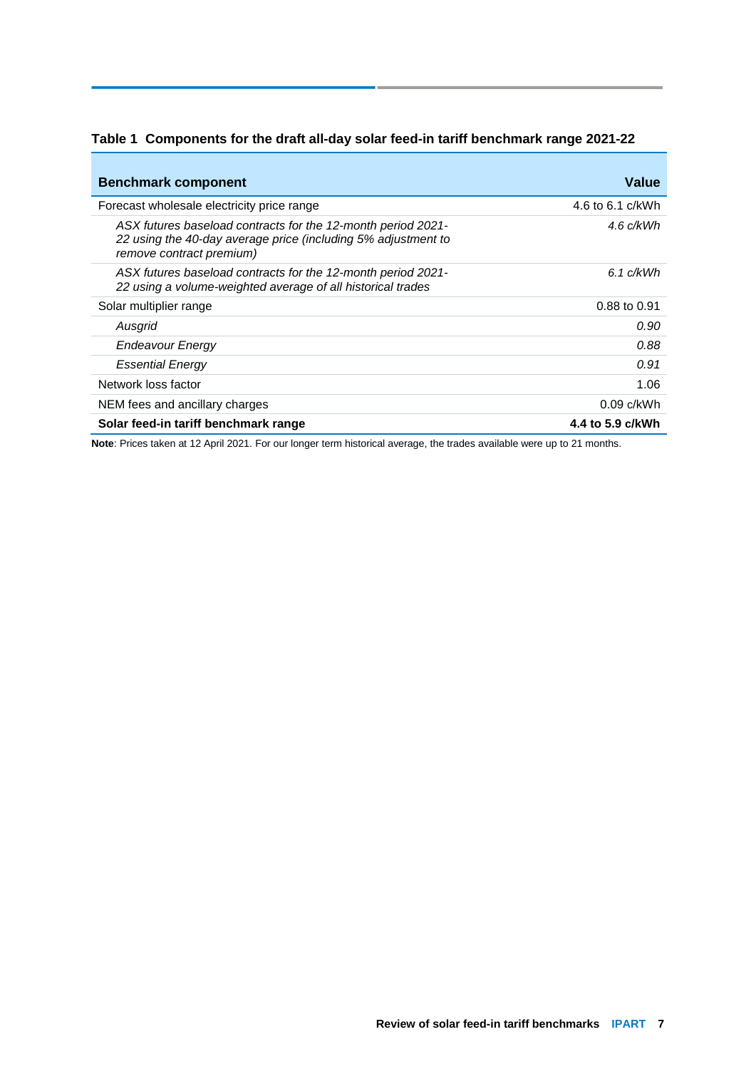**Table 1 Components for the draft all-day solar feed-in tariff benchmark range 2021-22**

| Benchmark component | Value |
|---|---|
| Forecast wholesale electricity price range | 4.6 to 6.1 c/kWh |
| *ASX futures baseload contracts for the 12-month period 2021-22 using the 40-day average price (including 5% adjustment to remove contract premium)* | *4.6 c/kWh* |
| *ASX futures baseload contracts for the 12-month period 2021-22 using a volume-weighted average of all historical trades* | *6.1 c/kWh* |
| Solar multiplier range | 0.88 to 0.91 |
| *Ausgrid* | *0.90* |
| *Endeavour Energy* | *0.88* |
| *Essential Energy* | *0.91* |
| Network loss factor | 1.06 |
| NEM fees and ancillary charges | 0.09 c/kWh |
| **Solar feed-in tariff benchmark range** | **4.4 to 5.9 c/kWh** |

**Note**: Prices taken at 12 April 2021. For our longer term historical average, the trades available were up to 21 months.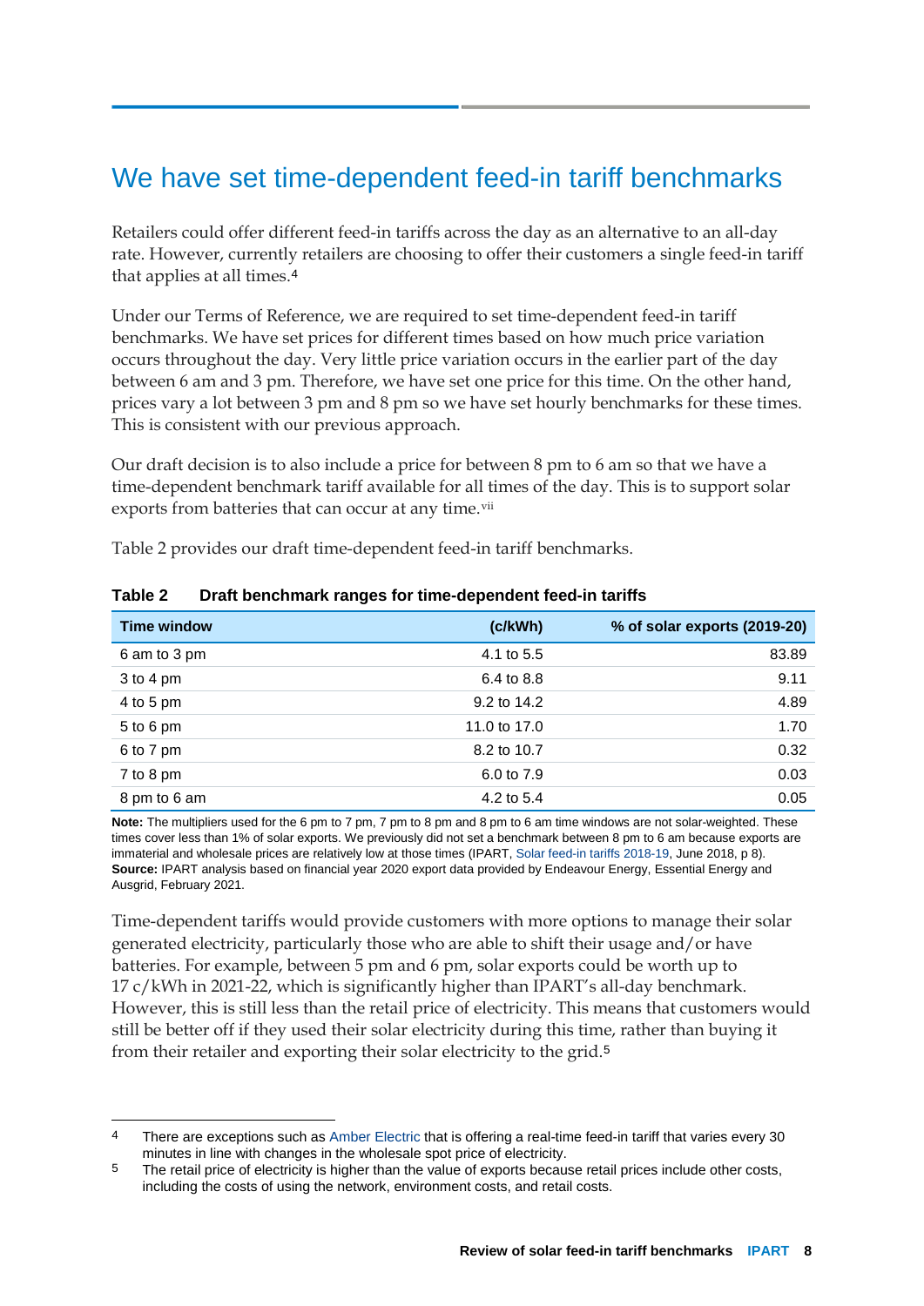# We have set time-dependent feed-in tariff benchmarks

Retailers could offer different feed-in tariffs across the day as an alternative to an all-day rate. However, currently retailers are choosing to offer their customers a single feed-in tariff that applies at all times.[4]

Under our Terms of Reference, we are required to set time-dependent feed-in tariff benchmarks. We have set prices for different times based on how much price variation occurs throughout the day. Very little price variation occurs in the earlier part of the day between 6 am and 3 pm. Therefore, we have set one price for this time. On the other hand, prices vary a lot between 3 pm and 8 pm so we have set hourly benchmarks for these times. This is consistent with our previous approach.

Our draft decision is to also include a price for between 8 pm to 6 am so that we have a time-dependent benchmark tariff available for all times of the day. This is to support solar exports from batteries that can occur at any time.[vii]

Table 2 provides our draft time-dependent feed-in tariff benchmarks.

**Table 2 Draft benchmark ranges for time-dependent feed-in tariffs**

| Time window | (c/kWh) | % of solar exports (2019-20) |
|---|---|---|
| 6 am to 3 pm | 4.1 to 5.5 | 83.89 |
| 3 to 4 pm | 6.4 to 8.8 | 9.11 |
| 4 to 5 pm | 9.2 to 14.2 | 4.89 |
| 5 to 6 pm | 11.0 to 17.0 | 1.70 |
| 6 to 7 pm | 8.2 to 10.7 | 0.32 |
| 7 to 8 pm | 6.0 to 7.9 | 0.03 |
| 8 pm to 6 am | 4.2 to 5.4 | 0.05 |

**Note:** The multipliers used for the 6 pm to 7 pm, 7 pm to 8 pm and 8 pm to 6 am time windows are not solar-weighted. These times cover less than 1% of solar exports. We previously did not set a benchmark between 8 pm to 6 am because exports are immaterial and wholesale prices are relatively low at those times (IPART, Solar feed-in tariffs 2018-19, June 2018, p 8).
**Source:** IPART analysis based on financial year 2020 export data provided by Endeavour Energy, Essential Energy and Ausgrid, February 2021.

Time-dependent tariffs would provide customers with more options to manage their solar generated electricity, particularly those who are able to shift their usage and/or have batteries. For example, between 5 pm and 6 pm, solar exports could be worth up to 17 c/kWh in 2021-22, which is significantly higher than IPART's all-day benchmark. However, this is still less than the retail price of electricity. This means that customers would still be better off if they used their solar electricity during this time, rather than buying it from their retailer and exporting their solar electricity to the grid.[5]

---

4 There are exceptions such as Amber Electric that is offering a real-time feed-in tariff that varies every 30 minutes in line with changes in the wholesale spot price of electricity.

5 The retail price of electricity is higher than the value of exports because retail prices include other costs, including the costs of using the network, environment costs, and retail costs.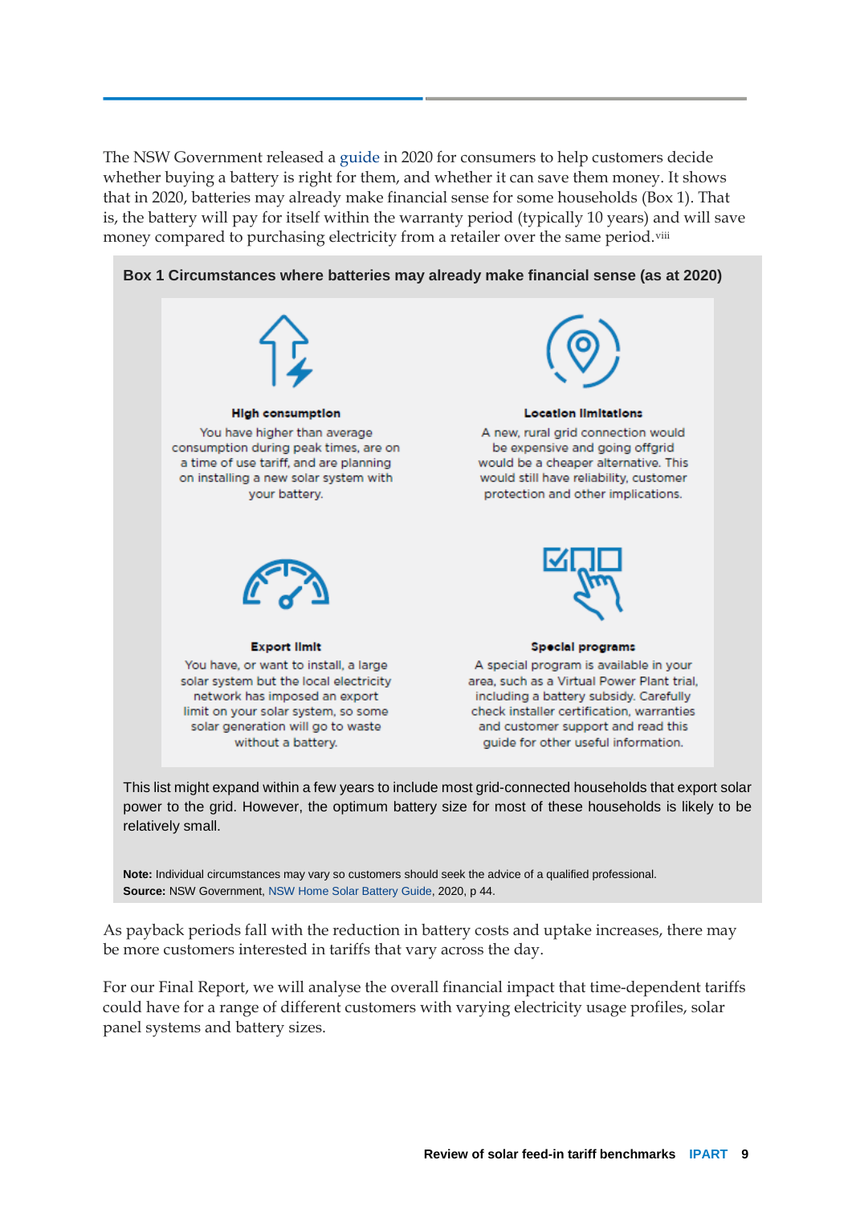The NSW Government released a guide in 2020 for consumers to help customers decide whether buying a battery is right for them, and whether it can save them money. It shows that in 2020, batteries may already make financial sense for some households (Box 1). That is, the battery will pay for itself within the warranty period (typically 10 years) and will save money compared to purchasing electricity from a retailer over the same period.[viii]

**Box 1 Circumstances where batteries may already make financial sense (as at 2020)**

**High consumption**

You have higher than average consumption during peak times, are on a time of use tariff, and are planning on installing a new solar system with your battery.

**Location limitations**

A new, rural grid connection would be expensive and going offgrid would be a cheaper alternative. This would still have reliability, customer protection and other implications.

**Export limit**

You have, or want to install, a large solar system but the local electricity network has imposed an export limit on your solar system, so some solar generation will go to waste without a battery.

**Special programs**

A special program is available in your area, such as a Virtual Power Plant trial, including a battery subsidy. Carefully check installer certification, warranties and customer support and read this guide for other useful information.

This list might expand within a few years to include most grid-connected households that export solar power to the grid. However, the optimum battery size for most of these households is likely to be relatively small.

**Note:** Individual circumstances may vary so customers should seek the advice of a qualified professional.
**Source:** NSW Government, NSW Home Solar Battery Guide, 2020, p 44.

As payback periods fall with the reduction in battery costs and uptake increases, there may be more customers interested in tariffs that vary across the day.

For our Final Report, we will analyse the overall financial impact that time-dependent tariffs could have for a range of different customers with varying electricity usage profiles, solar panel systems and battery sizes.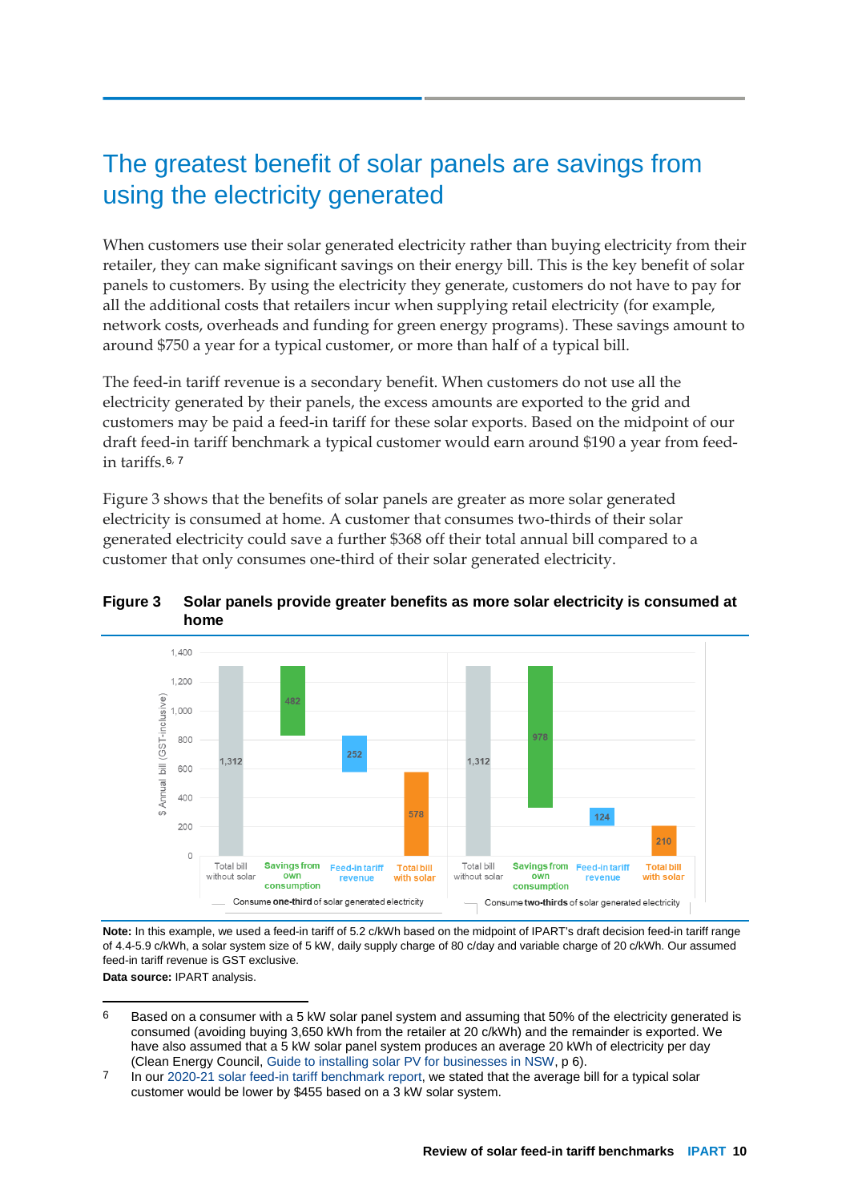# The greatest benefit of solar panels are savings from using the electricity generated

When customers use their solar generated electricity rather than buying electricity from their retailer, they can make significant savings on their energy bill. This is the key benefit of solar panels to customers. By using the electricity they generate, customers do not have to pay for all the additional costs that retailers incur when supplying retail electricity (for example, network costs, overheads and funding for green energy programs). These savings amount to around $750 a year for a typical customer, or more than half of a typical bill.

The feed-in tariff revenue is a secondary benefit. When customers do not use all the electricity generated by their panels, the excess amounts are exported to the grid and customers may be paid a feed-in tariff for these solar exports. Based on the midpoint of our draft feed-in tariff benchmark a typical customer would earn around $190 a year from feed-in tariffs.[6, 7]

Figure 3 shows that the benefits of solar panels are greater as more solar generated electricity is consumed at home. A customer that consumes two-thirds of their solar generated electricity could save a further $368 off their total annual bill compared to a customer that only consumes one-third of their solar generated electricity.

**Figure 3 Solar panels provide greater benefits as more solar electricity is consumed at home**

| $ Annual bill (GST-inclusive) | Total bill without solar | Savings from own consumption | Feed-in tariff revenue | Total bill with solar |
|---|---|---|---|---|
| Consume **one-third** of solar generated electricity | 1,312 | 482 | 252 | 578 |
| Consume **two-thirds** of solar generated electricity | 1,312 | 978 | 124 | 210 |

**Note:** In this example, we used a feed-in tariff of 5.2 c/kWh based on the midpoint of IPART's draft decision feed-in tariff range of 4.4-5.9 c/kWh, a solar system size of 5 kW, daily supply charge of 80 c/day and variable charge of 20 c/kWh. Our assumed feed-in tariff revenue is GST exclusive.

**Data source:** IPART analysis.

---

[6] Based on a consumer with a 5 kW solar panel system and assuming that 50% of the electricity generated is consumed (avoiding buying 3,650 kWh from the retailer at 20 c/kWh) and the remainder is exported. We have also assumed that a 5 kW solar panel system produces an average 20 kWh of electricity per day (Clean Energy Council, Guide to installing solar PV for businesses in NSW, p 6).

[7] In our 2020-21 solar feed-in tariff benchmark report, we stated that the average bill for a typical solar customer would be lower by $455 based on a 3 kW solar system.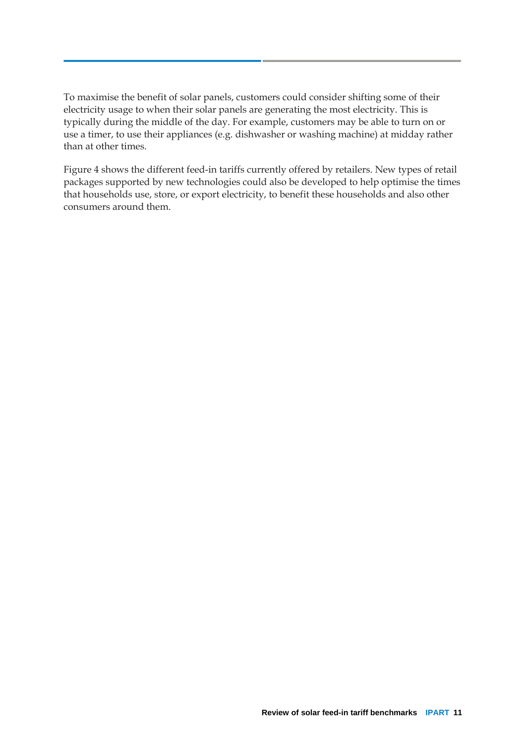To maximise the benefit of solar panels, customers could consider shifting some of their electricity usage to when their solar panels are generating the most electricity. This is typically during the middle of the day. For example, customers may be able to turn on or use a timer, to use their appliances (e.g. dishwasher or washing machine) at midday rather than at other times.

Figure 4 shows the different feed-in tariffs currently offered by retailers. New types of retail packages supported by new technologies could also be developed to help optimise the times that households use, store, or export electricity, to benefit these households and also other consumers around them.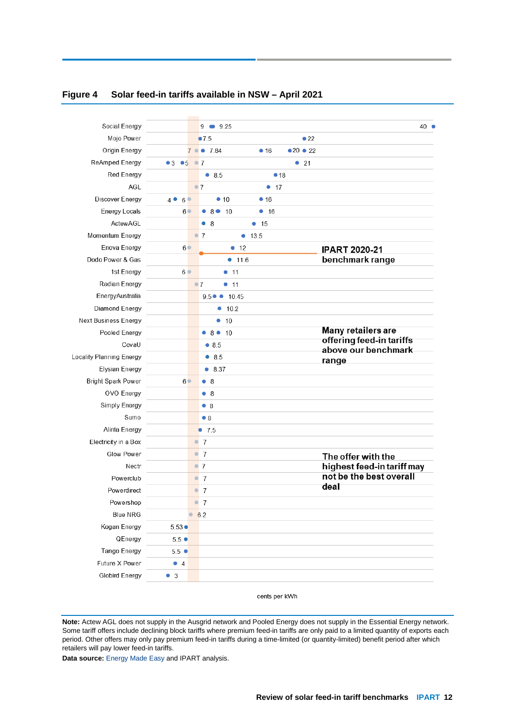**Figure 4 Solar feed-in tariffs available in NSW – April 2021**

| Retailer | Feed-in tariffs (cents per kWh) |
|---|---|
| Social Energy | 9, 9.25, 40 |
| Mojo Power | 7.5, 22 |
| Origin Energy | 7, 7.84, 16, 20, 22 |
| ReAmped Energy | 3, 5, 7, 21 |
| Red Energy | 8.5, 18 |
| AGL | 7, 17 |
| Discover Energy | 4, 6, 10, 16 |
| Energy Locals | 6, 8, 10, 16 |
| ActewAGL | 8, 15 |
| Momentum Energy | 7, 13.5 |
| Enova Energy | 6, 12 |
| Dodo Power & Gas | 11.6 |
| 1st Energy | 6, 11 |
| Radian Energy | 7, 11 |
| EnergyAustralia | 9.5, 10.45 |
| Diamond Energy | 10.2 |
| Next Business Energy | 10 |
| Pooled Energy | 8, 10 |
| CovaU | 8.5 |
| Locality Planning Energy | 8.5 |
| Elysian Energy | 8.37 |
| Bright Spark Power | 6, 8 |
| OVO Energy | 8 |
| Simply Energy | 8 |
| Sumo | 8 |
| Alinta Energy | 7.5 |
| Electricity in a Box | 7 |
| Glow Power | 7 |
| Nectr | 7 |
| Powerclub | 7 |
| Powerdirect | 7 |
| Powershop | 7 |
| Blue NRG | 6.2 |
| Kogan Energy | 5.53 |
| QEnergy | 5.5 |
| Tango Energy | 5.5 |
| Future X Power | 4 |
| Globird Energy | 3 |

cents per kWh

IPART 2020-21 benchmark range

Many retailers are offering feed-in tariffs above our benchmark range

The offer with the highest feed-in tariff may not be the best overall deal

**Note:** Actew AGL does not supply in the Ausgrid network and Pooled Energy does not supply in the Essential Energy network. Some tariff offers include declining block tariffs where premium feed-in tariffs are only paid to a limited quantity of exports each period. Other offers may only pay premium feed-in tariffs during a time-limited (or quantity-limited) benefit period after which retailers will pay lower feed-in tariffs.

**Data source:** Energy Made Easy and IPART analysis.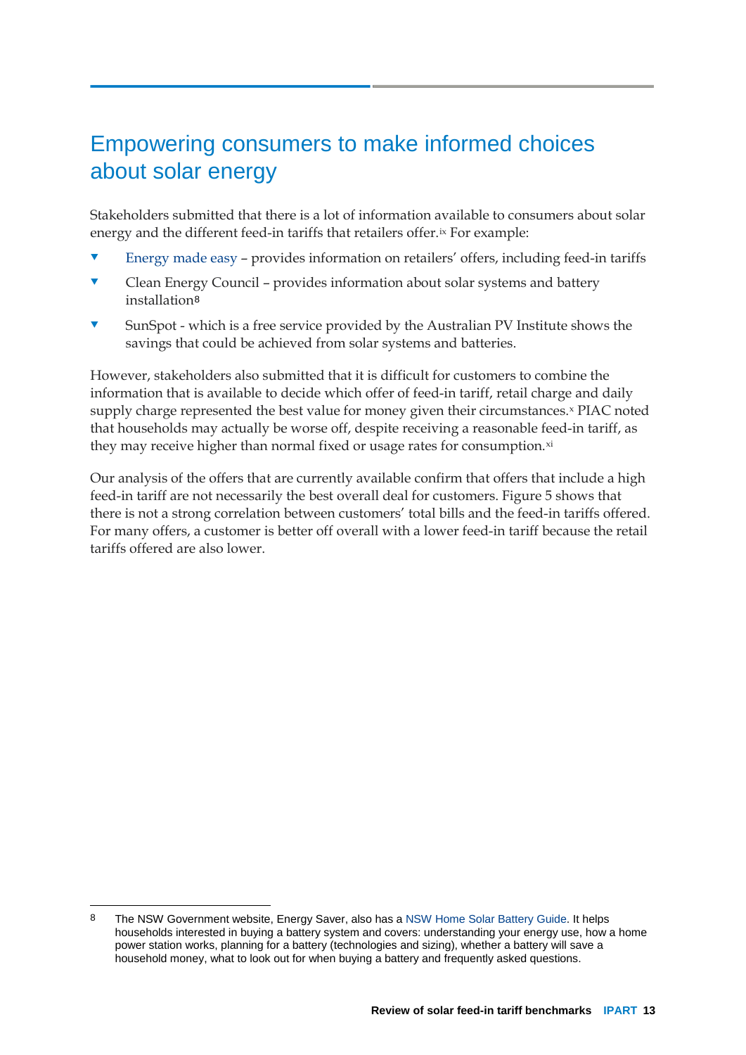## Empowering consumers to make informed choices about solar energy

Stakeholders submitted that there is a lot of information available to consumers about solar energy and the different feed-in tariffs that retailers offer.[ix] For example:

- Energy made easy – provides information on retailers' offers, including feed-in tariffs
- Clean Energy Council – provides information about solar systems and battery installation[8]
- SunSpot - which is a free service provided by the Australian PV Institute shows the savings that could be achieved from solar systems and batteries.

However, stakeholders also submitted that it is difficult for customers to combine the information that is available to decide which offer of feed-in tariff, retail charge and daily supply charge represented the best value for money given their circumstances.[x] PIAC noted that households may actually be worse off, despite receiving a reasonable feed-in tariff, as they may receive higher than normal fixed or usage rates for consumption.[xi]

Our analysis of the offers that are currently available confirm that offers that include a high feed-in tariff are not necessarily the best overall deal for customers. Figure 5 shows that there is not a strong correlation between customers' total bills and the feed-in tariffs offered. For many offers, a customer is better off overall with a lower feed-in tariff because the retail tariffs offered are also lower.

---

8 The NSW Government website, Energy Saver, also has a NSW Home Solar Battery Guide. It helps households interested in buying a battery system and covers: understanding your energy use, how a home power station works, planning for a battery (technologies and sizing), whether a battery will save a household money, what to look out for when buying a battery and frequently asked questions.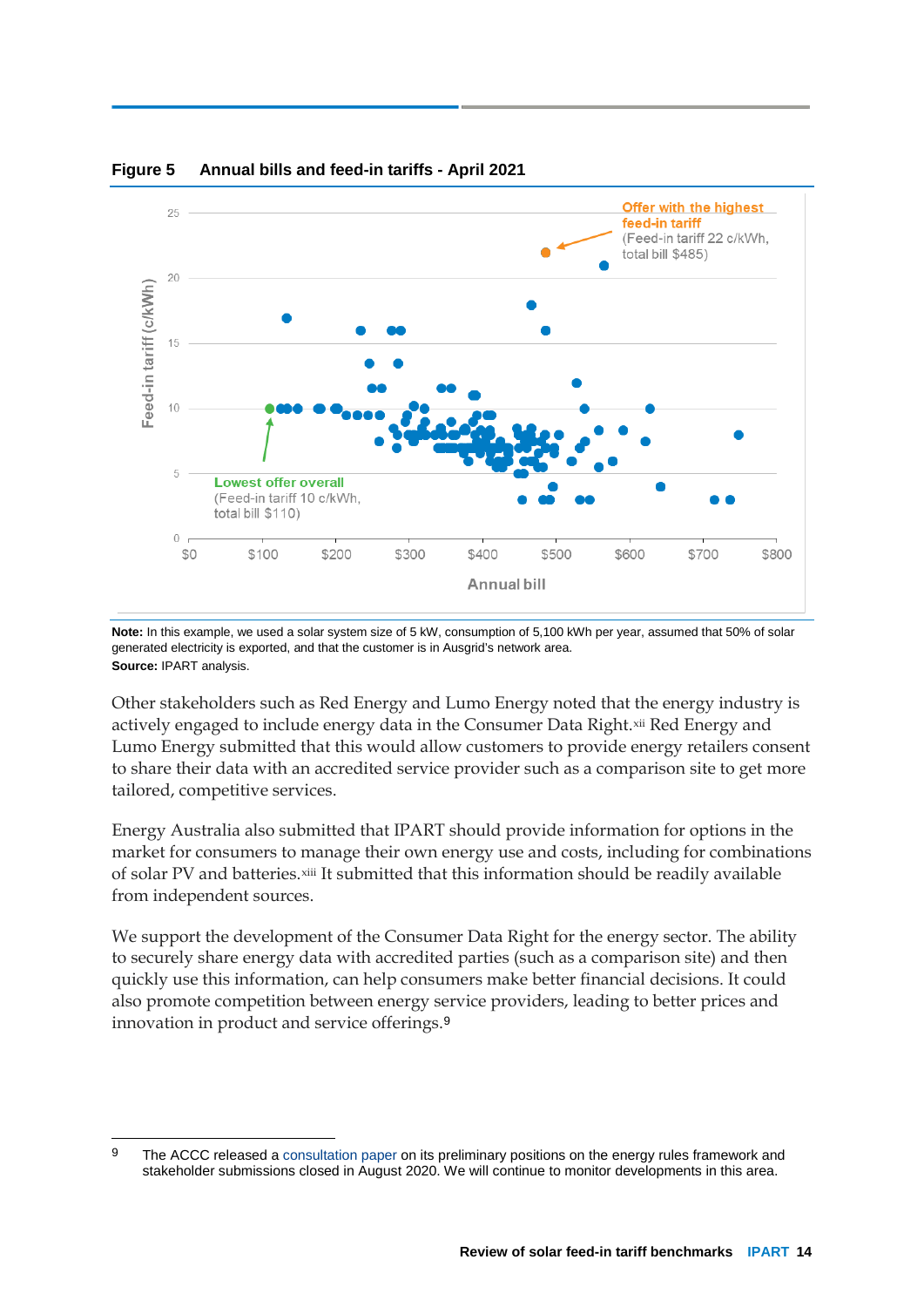**Figure 5 Annual bills and feed-in tariffs - April 2021**

**Note:** In this example, we used a solar system size of 5 kW, consumption of 5,100 kWh per year, assumed that 50% of solar generated electricity is exported, and that the customer is in Ausgrid's network area.
**Source:** IPART analysis.

Other stakeholders such as Red Energy and Lumo Energy noted that the energy industry is actively engaged to include energy data in the Consumer Data Right.[xii] Red Energy and Lumo Energy submitted that this would allow customers to provide energy retailers consent to share their data with an accredited service provider such as a comparison site to get more tailored, competitive services.

Energy Australia also submitted that IPART should provide information for options in the market for consumers to manage their own energy use and costs, including for combinations of solar PV and batteries.[xiii] It submitted that this information should be readily available from independent sources.

We support the development of the Consumer Data Right for the energy sector. The ability to securely share energy data with accredited parties (such as a comparison site) and then quickly use this information, can help consumers make better financial decisions. It could also promote competition between energy service providers, leading to better prices and innovation in product and service offerings.[9]

---

[9] The ACCC released a consultation paper on its preliminary positions on the energy rules framework and stakeholder submissions closed in August 2020. We will continue to monitor developments in this area.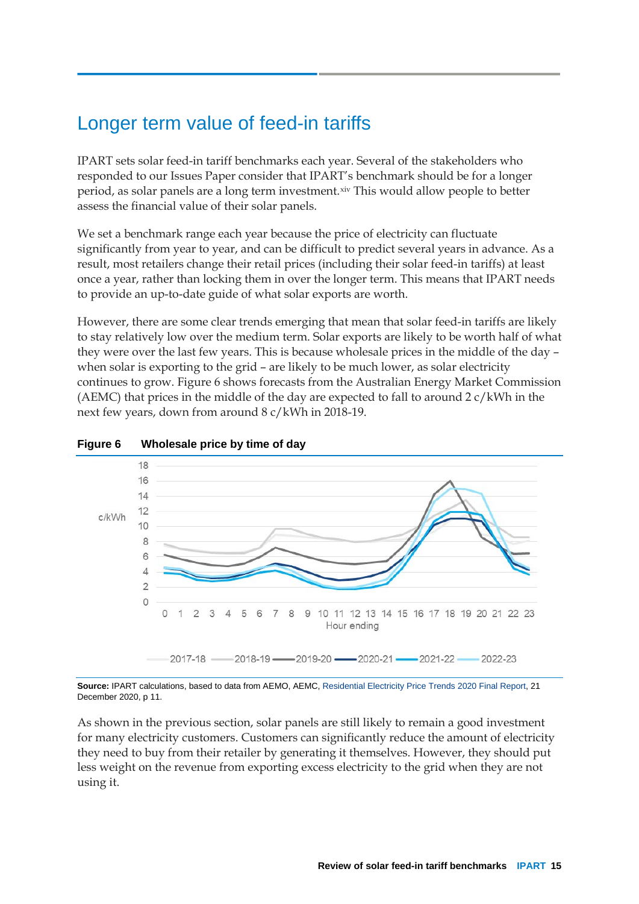# Longer term value of feed-in tariffs

IPART sets solar feed-in tariff benchmarks each year. Several of the stakeholders who responded to our Issues Paper consider that IPART's benchmark should be for a longer period, as solar panels are a long term investment.[xiv] This would allow people to better assess the financial value of their solar panels.

We set a benchmark range each year because the price of electricity can fluctuate significantly from year to year, and can be difficult to predict several years in advance. As a result, most retailers change their retail prices (including their solar feed-in tariffs) at least once a year, rather than locking them in over the longer term. This means that IPART needs to provide an up-to-date guide of what solar exports are worth.

However, there are some clear trends emerging that mean that solar feed-in tariffs are likely to stay relatively low over the medium term. Solar exports are likely to be worth half of what they were over the last few years. This is because wholesale prices in the middle of the day – when solar is exporting to the grid – are likely to be much lower, as solar electricity continues to grow. Figure 6 shows forecasts from the Australian Energy Market Commission (AEMC) that prices in the middle of the day are expected to fall to around 2 c/kWh in the next few years, down from around 8 c/kWh in 2018-19.

**Figure 6 Wholesale price by time of day**

**Source:** IPART calculations, based to data from AEMO, AEMC, Residential Electricity Price Trends 2020 Final Report, 21 December 2020, p 11.

As shown in the previous section, solar panels are still likely to remain a good investment for many electricity customers. Customers can significantly reduce the amount of electricity they need to buy from their retailer by generating it themselves. However, they should put less weight on the revenue from exporting excess electricity to the grid when they are not using it.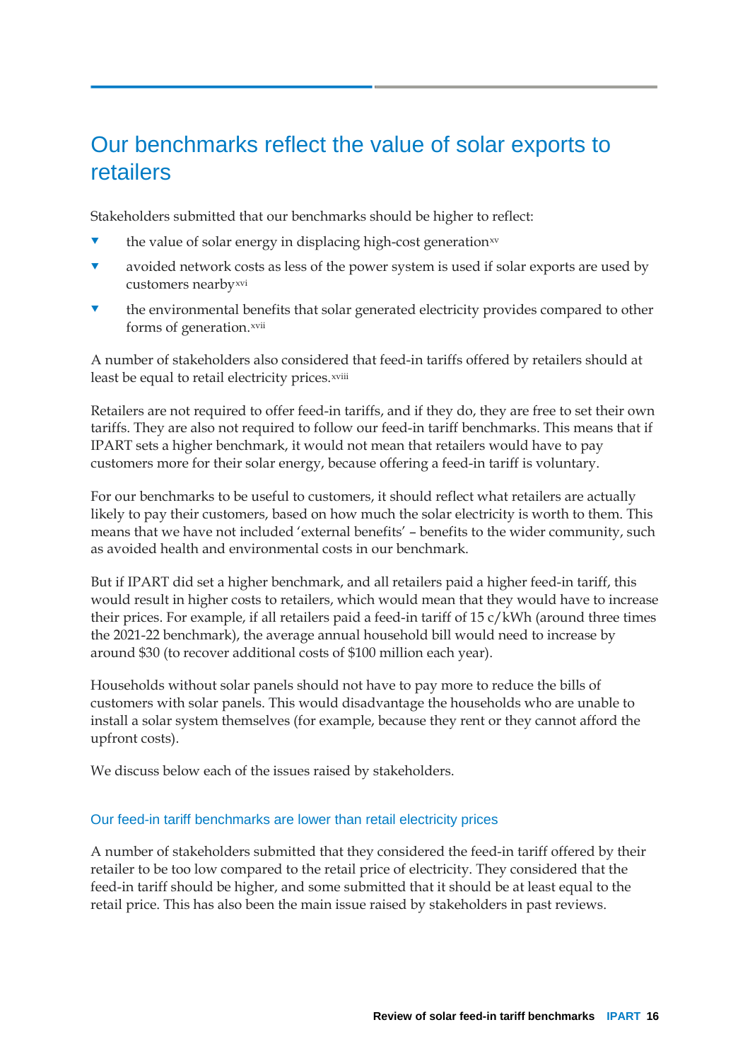## Our benchmarks reflect the value of solar exports to retailers

Stakeholders submitted that our benchmarks should be higher to reflect:

- the value of solar energy in displacing high-cost generation[xv]
- avoided network costs as less of the power system is used if solar exports are used by customers nearby[xvi]
- the environmental benefits that solar generated electricity provides compared to other forms of generation.[xvii]

A number of stakeholders also considered that feed-in tariffs offered by retailers should at least be equal to retail electricity prices.[xviii]

Retailers are not required to offer feed-in tariffs, and if they do, they are free to set their own tariffs. They are also not required to follow our feed-in tariff benchmarks. This means that if IPART sets a higher benchmark, it would not mean that retailers would have to pay customers more for their solar energy, because offering a feed-in tariff is voluntary.

For our benchmarks to be useful to customers, it should reflect what retailers are actually likely to pay their customers, based on how much the solar electricity is worth to them. This means that we have not included 'external benefits' – benefits to the wider community, such as avoided health and environmental costs in our benchmark.

But if IPART did set a higher benchmark, and all retailers paid a higher feed-in tariff, this would result in higher costs to retailers, which would mean that they would have to increase their prices. For example, if all retailers paid a feed-in tariff of 15 c/kWh (around three times the 2021-22 benchmark), the average annual household bill would need to increase by around $30 (to recover additional costs of $100 million each year).

Households without solar panels should not have to pay more to reduce the bills of customers with solar panels. This would disadvantage the households who are unable to install a solar system themselves (for example, because they rent or they cannot afford the upfront costs).

We discuss below each of the issues raised by stakeholders.

### Our feed-in tariff benchmarks are lower than retail electricity prices

A number of stakeholders submitted that they considered the feed-in tariff offered by their retailer to be too low compared to the retail price of electricity. They considered that the feed-in tariff should be higher, and some submitted that it should be at least equal to the retail price. This has also been the main issue raised by stakeholders in past reviews.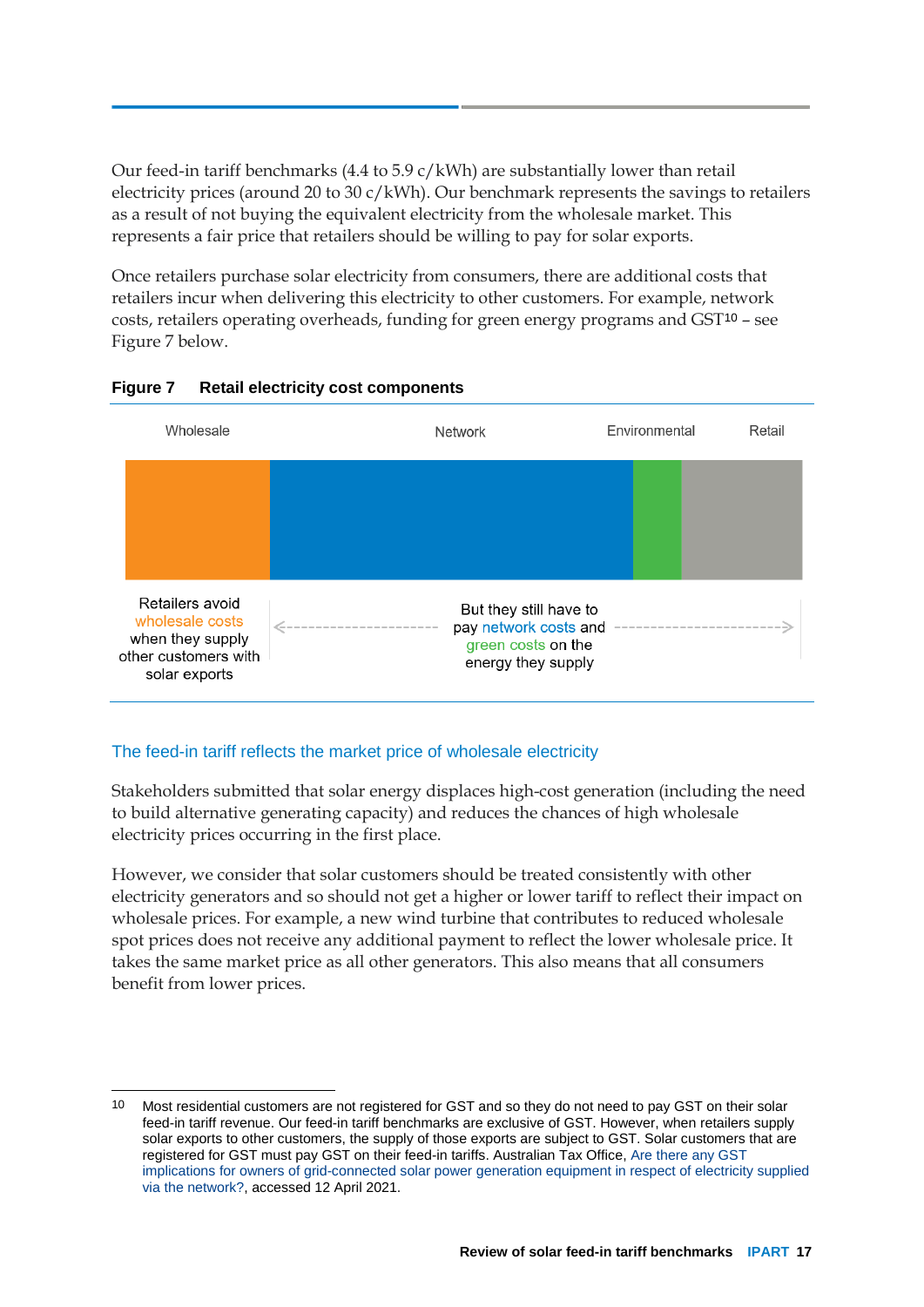Our feed-in tariff benchmarks (4.4 to 5.9 c/kWh) are substantially lower than retail electricity prices (around 20 to 30 c/kWh). Our benchmark represents the savings to retailers as a result of not buying the equivalent electricity from the wholesale market. This represents a fair price that retailers should be willing to pay for solar exports.

Once retailers purchase solar electricity from consumers, there are additional costs that retailers incur when delivering this electricity to other customers. For example, network costs, retailers operating overheads, funding for green energy programs and GST[10] – see Figure 7 below.

**Figure 7 Retail electricity cost components**

Wholesale | Network | Environmental | Retail

Retailers avoid wholesale costs when they supply other customers with solar exports

But they still have to pay network costs and green costs on the energy they supply

## The feed-in tariff reflects the market price of wholesale electricity

Stakeholders submitted that solar energy displaces high-cost generation (including the need to build alternative generating capacity) and reduces the chances of high wholesale electricity prices occurring in the first place.

However, we consider that solar customers should be treated consistently with other electricity generators and so should not get a higher or lower tariff to reflect their impact on wholesale prices. For example, a new wind turbine that contributes to reduced wholesale spot prices does not receive any additional payment to reflect the lower wholesale price. It takes the same market price as all other generators. This also means that all consumers benefit from lower prices.

---

10 Most residential customers are not registered for GST and so they do not need to pay GST on their solar feed-in tariff revenue. Our feed-in tariff benchmarks are exclusive of GST. However, when retailers supply solar exports to other customers, the supply of those exports are subject to GST. Solar customers that are registered for GST must pay GST on their feed-in tariffs. Australian Tax Office, Are there any GST implications for owners of grid-connected solar power generation equipment in respect of electricity supplied via the network?, accessed 12 April 2021.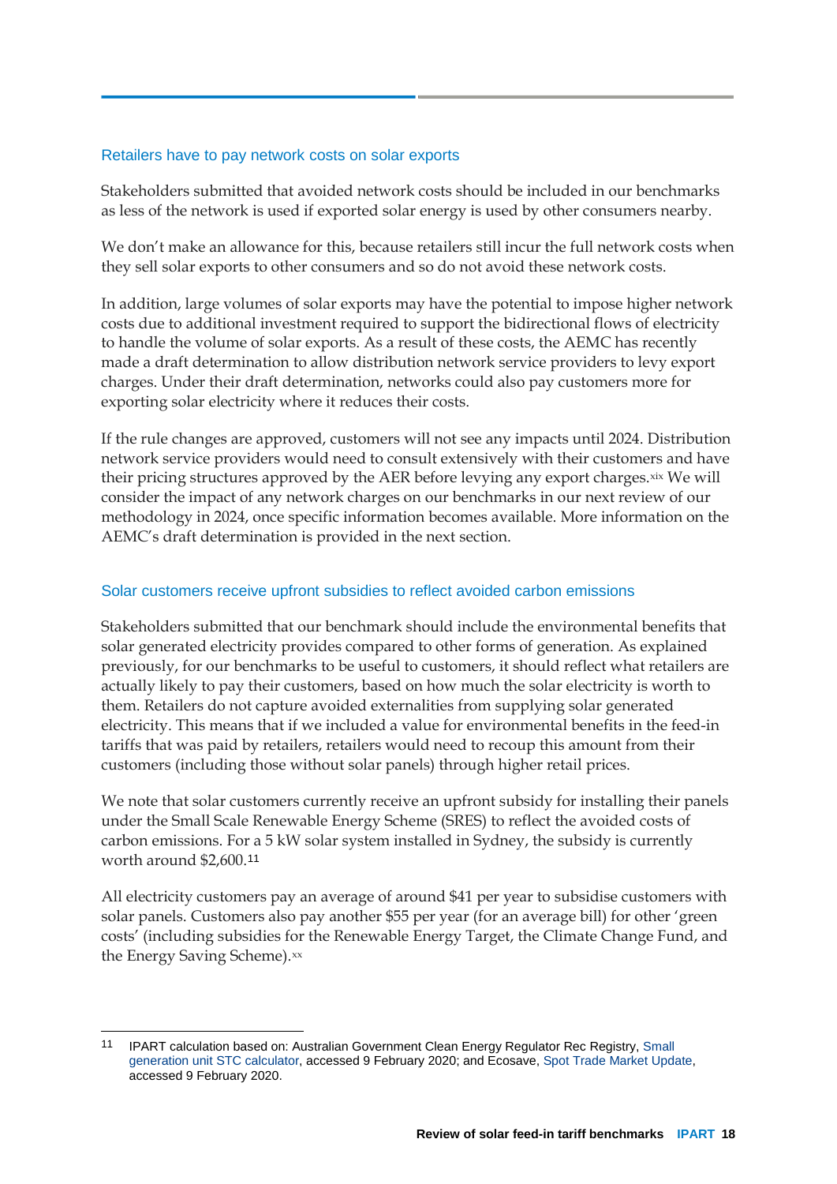### Retailers have to pay network costs on solar exports

Stakeholders submitted that avoided network costs should be included in our benchmarks as less of the network is used if exported solar energy is used by other consumers nearby.

We don't make an allowance for this, because retailers still incur the full network costs when they sell solar exports to other consumers and so do not avoid these network costs.

In addition, large volumes of solar exports may have the potential to impose higher network costs due to additional investment required to support the bidirectional flows of electricity to handle the volume of solar exports. As a result of these costs, the AEMC has recently made a draft determination to allow distribution network service providers to levy export charges. Under their draft determination, networks could also pay customers more for exporting solar electricity where it reduces their costs.

If the rule changes are approved, customers will not see any impacts until 2024. Distribution network service providers would need to consult extensively with their customers and have their pricing structures approved by the AER before levying any export charges.[xix] We will consider the impact of any network charges on our benchmarks in our next review of our methodology in 2024, once specific information becomes available. More information on the AEMC's draft determination is provided in the next section.

### Solar customers receive upfront subsidies to reflect avoided carbon emissions

Stakeholders submitted that our benchmark should include the environmental benefits that solar generated electricity provides compared to other forms of generation. As explained previously, for our benchmarks to be useful to customers, it should reflect what retailers are actually likely to pay their customers, based on how much the solar electricity is worth to them. Retailers do not capture avoided externalities from supplying solar generated electricity. This means that if we included a value for environmental benefits in the feed-in tariffs that was paid by retailers, retailers would need to recoup this amount from their customers (including those without solar panels) through higher retail prices.

We note that solar customers currently receive an upfront subsidy for installing their panels under the Small Scale Renewable Energy Scheme (SRES) to reflect the avoided costs of carbon emissions. For a 5 kW solar system installed in Sydney, the subsidy is currently worth around $2,600.[11]

All electricity customers pay an average of around $41 per year to subsidise customers with solar panels. Customers also pay another $55 per year (for an average bill) for other 'green costs' (including subsidies for the Renewable Energy Target, the Climate Change Fund, and the Energy Saving Scheme).[xx]

---

11 IPART calculation based on: Australian Government Clean Energy Regulator Rec Registry, Small generation unit STC calculator, accessed 9 February 2020; and Ecosave, Spot Trade Market Update, accessed 9 February 2020.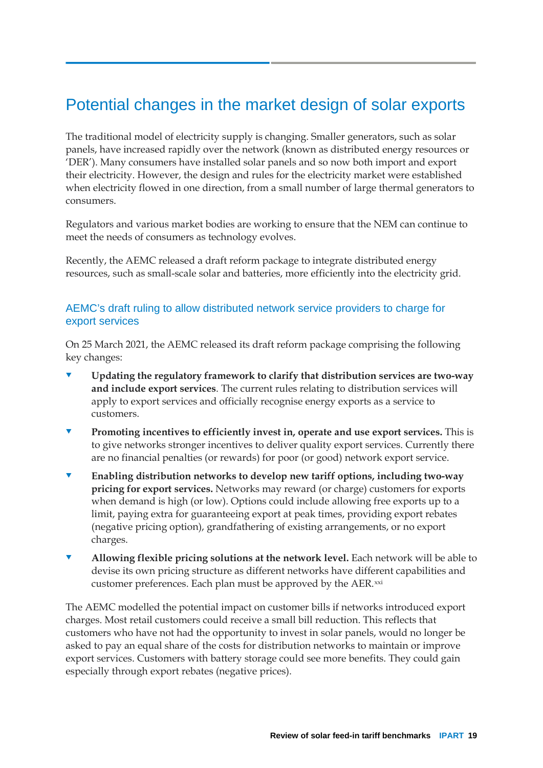# Potential changes in the market design of solar exports

The traditional model of electricity supply is changing. Smaller generators, such as solar panels, have increased rapidly over the network (known as distributed energy resources or 'DER'). Many consumers have installed solar panels and so now both import and export their electricity. However, the design and rules for the electricity market were established when electricity flowed in one direction, from a small number of large thermal generators to consumers.

Regulators and various market bodies are working to ensure that the NEM can continue to meet the needs of consumers as technology evolves.

Recently, the AEMC released a draft reform package to integrate distributed energy resources, such as small-scale solar and batteries, more efficiently into the electricity grid.

## AEMC's draft ruling to allow distributed network service providers to charge for export services

On 25 March 2021, the AEMC released its draft reform package comprising the following key changes:

- **Updating the regulatory framework to clarify that distribution services are two-way and include export services**. The current rules relating to distribution services will apply to export services and officially recognise energy exports as a service to customers.
- **Promoting incentives to efficiently invest in, operate and use export services.** This is to give networks stronger incentives to deliver quality export services. Currently there are no financial penalties (or rewards) for poor (or good) network export service.
- **Enabling distribution networks to develop new tariff options, including two-way pricing for export services.** Networks may reward (or charge) customers for exports when demand is high (or low). Options could include allowing free exports up to a limit, paying extra for guaranteeing export at peak times, providing export rebates (negative pricing option), grandfathering of existing arrangements, or no export charges.
- **Allowing flexible pricing solutions at the network level.** Each network will be able to devise its own pricing structure as different networks have different capabilities and customer preferences. Each plan must be approved by the AER.[xxi]

The AEMC modelled the potential impact on customer bills if networks introduced export charges. Most retail customers could receive a small bill reduction. This reflects that customers who have not had the opportunity to invest in solar panels, would no longer be asked to pay an equal share of the costs for distribution networks to maintain or improve export services. Customers with battery storage could see more benefits. They could gain especially through export rebates (negative prices).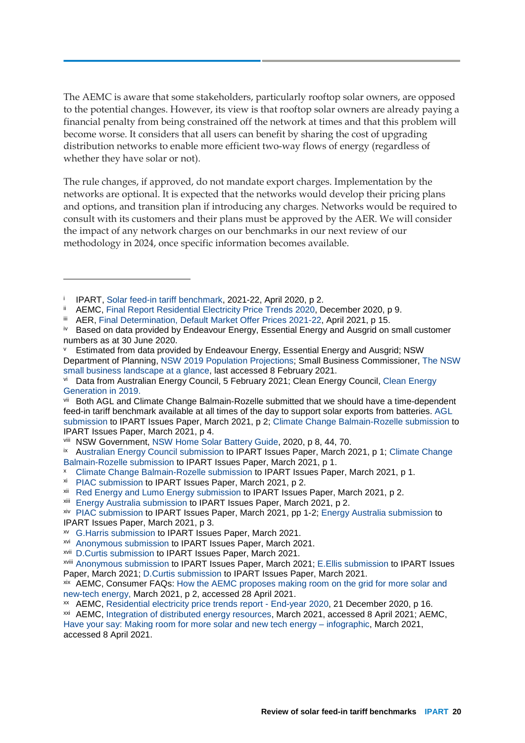The AEMC is aware that some stakeholders, particularly rooftop solar owners, are opposed to the potential changes. However, its view is that rooftop solar owners are already paying a financial penalty from being constrained off the network at times and that this problem will become worse. It considers that all users can benefit by sharing the cost of upgrading distribution networks to enable more efficient two-way flows of energy (regardless of whether they have solar or not).

The rule changes, if approved, do not mandate export charges. Implementation by the networks are optional. It is expected that the networks would develop their pricing plans and options, and transition plan if introducing any charges. Networks would be required to consult with its customers and their plans must be approved by the AER. We will consider the impact of any network charges on our benchmarks in our next review of our methodology in 2024, once specific information becomes available.

---

[i] IPART, Solar feed-in tariff benchmark, 2021-22, April 2020, p 2.

[ii] AEMC, Final Report Residential Electricity Price Trends 2020, December 2020, p 9.

[iii] AER, Final Determination, Default Market Offer Prices 2021-22, April 2021, p 15.

[iv] Based on data provided by Endeavour Energy, Essential Energy and Ausgrid on small customer numbers as at 30 June 2020.

[v] Estimated from data provided by Endeavour Energy, Essential Energy and Ausgrid; NSW Department of Planning, NSW 2019 Population Projections; Small Business Commissioner, The NSW small business landscape at a glance, last accessed 8 February 2021.

[vi] Data from Australian Energy Council, 5 February 2021; Clean Energy Council, Clean Energy Generation in 2019.

[vii] Both AGL and Climate Change Balmain-Rozelle submitted that we should have a time-dependent feed-in tariff benchmark available at all times of the day to support solar exports from batteries. AGL submission to IPART Issues Paper, March 2021, p 2; Climate Change Balmain-Rozelle submission to IPART Issues Paper, March 2021, p 4.

[viii] NSW Government, NSW Home Solar Battery Guide, 2020, p 8, 44, 70.

[ix] Australian Energy Council submission to IPART Issues Paper, March 2021, p 1; Climate Change Balmain-Rozelle submission to IPART Issues Paper, March 2021, p 1.

[x] Climate Change Balmain-Rozelle submission to IPART Issues Paper, March 2021, p 1.

[xi] PIAC submission to IPART Issues Paper, March 2021, p 2.

[xii] Red Energy and Lumo Energy submission to IPART Issues Paper, March 2021, p 2.

[xiii] Energy Australia submission to IPART Issues Paper, March 2021, p 2.

[xiv] PIAC submission to IPART Issues Paper, March 2021, pp 1-2; Energy Australia submission to IPART Issues Paper, March 2021, p 3.

[xv] G.Harris submission to IPART Issues Paper, March 2021.

[xvi] Anonymous submission to IPART Issues Paper, March 2021.

[xvii] D.Curtis submission to IPART Issues Paper, March 2021.

[xviii] Anonymous submission to IPART Issues Paper, March 2021; E.Ellis submission to IPART Issues Paper, March 2021; D.Curtis submission to IPART Issues Paper, March 2021.

[xix] AEMC, Consumer FAQs: How the AEMC proposes making room on the grid for more solar and new-tech energy, March 2021, p 2, accessed 28 April 2021.

[xx] AEMC, Residential electricity price trends report - End-year 2020, 21 December 2020, p 16.

[xxi] AEMC, Integration of distributed energy resources, March 2021, accessed 8 April 2021; AEMC, Have your say: Making room for more solar and new tech energy – infographic, March 2021, accessed 8 April 2021.